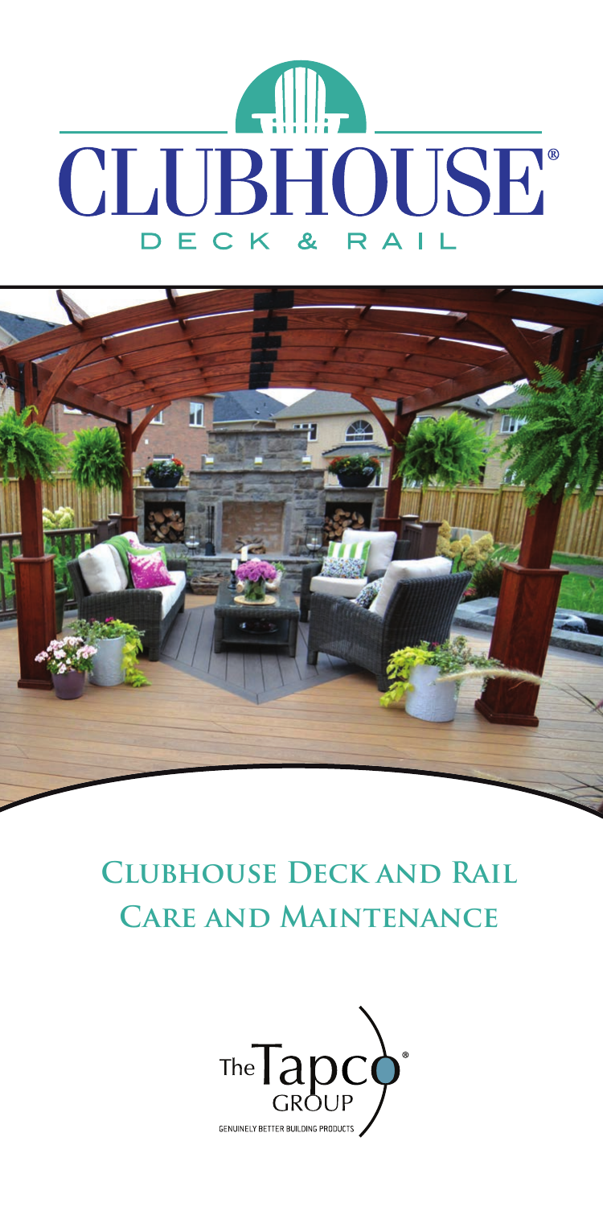# CLUBHOUSE®

DECK & RAIL

## Clubhouse Deck and Rail Care and Maintenance

The Tapco® Group

GENUINELY BETTER BUILDING PRODUCTS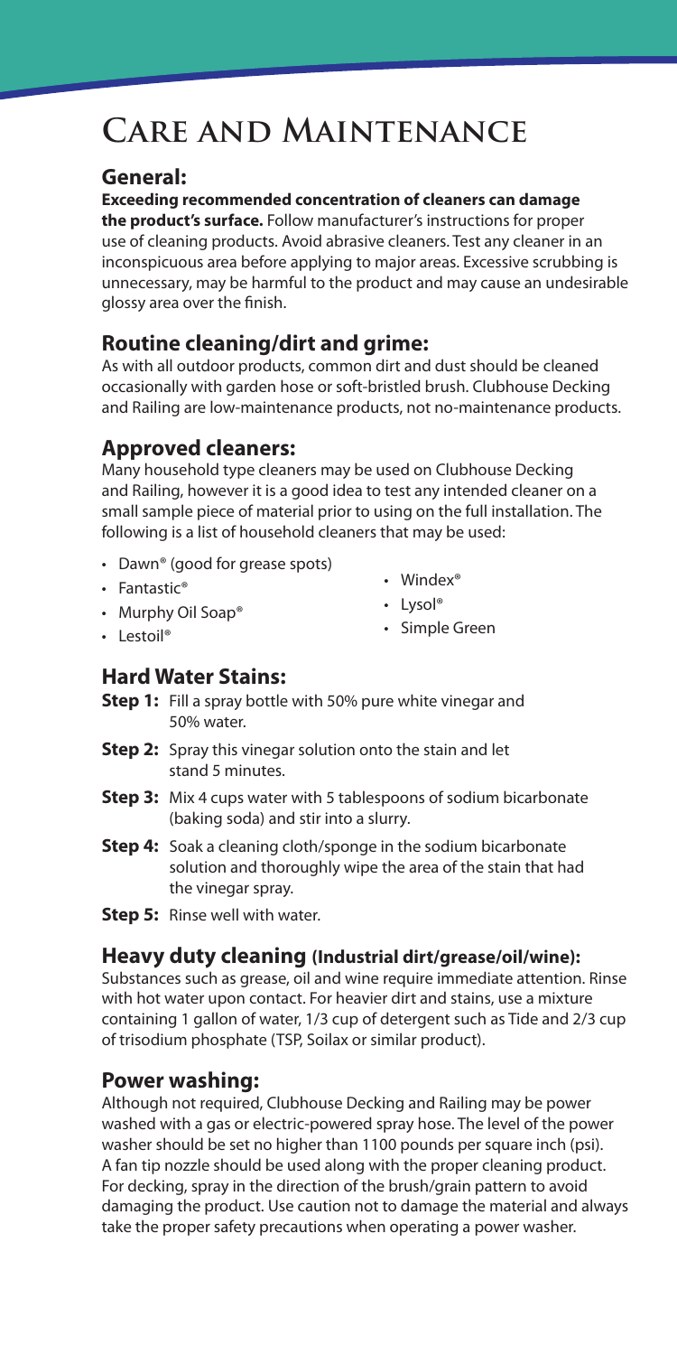# Care and Maintenance

## General:

**Exceeding recommended concentration of cleaners can damage the product's surface.** Follow manufacturer's instructions for proper use of cleaning products. Avoid abrasive cleaners. Test any cleaner in an inconspicuous area before applying to major areas. Excessive scrubbing is unnecessary, may be harmful to the product and may cause an undesirable glossy area over the finish.

## Routine cleaning/dirt and grime:

As with all outdoor products, common dirt and dust should be cleaned occasionally with garden hose or soft-bristled brush. Clubhouse Decking and Railing are low-maintenance products, not no-maintenance products.

## Approved cleaners:

Many household type cleaners may be used on Clubhouse Decking and Railing, however it is a good idea to test any intended cleaner on a small sample piece of material prior to using on the full installation. The following is a list of household cleaners that may be used:

- Dawn® (good for grease spots)
- Fantastic®
- Murphy Oil Soap®
- Lestoil®
- Windex®
- Lysol®
- Simple Green

## Hard Water Stains:

**Step 1:** Fill a spray bottle with 50% pure white vinegar and 50% water.

**Step 2:** Spray this vinegar solution onto the stain and let stand 5 minutes.

**Step 3:** Mix 4 cups water with 5 tablespoons of sodium bicarbonate (baking soda) and stir into a slurry.

**Step 4:** Soak a cleaning cloth/sponge in the sodium bicarbonate solution and thoroughly wipe the area of the stain that had the vinegar spray.

**Step 5:** Rinse well with water.

## Heavy duty cleaning (Industrial dirt/grease/oil/wine):

Substances such as grease, oil and wine require immediate attention. Rinse with hot water upon contact. For heavier dirt and stains, use a mixture containing 1 gallon of water, 1/3 cup of detergent such as Tide and 2/3 cup of trisodium phosphate (TSP, Soilax or similar product).

## Power washing:

Although not required, Clubhouse Decking and Railing may be power washed with a gas or electric-powered spray hose. The level of the power washer should be set no higher than 1100 pounds per square inch (psi). A fan tip nozzle should be used along with the proper cleaning product. For decking, spray in the direction of the brush/grain pattern to avoid damaging the product. Use caution not to damage the material and always take the proper safety precautions when operating a power washer.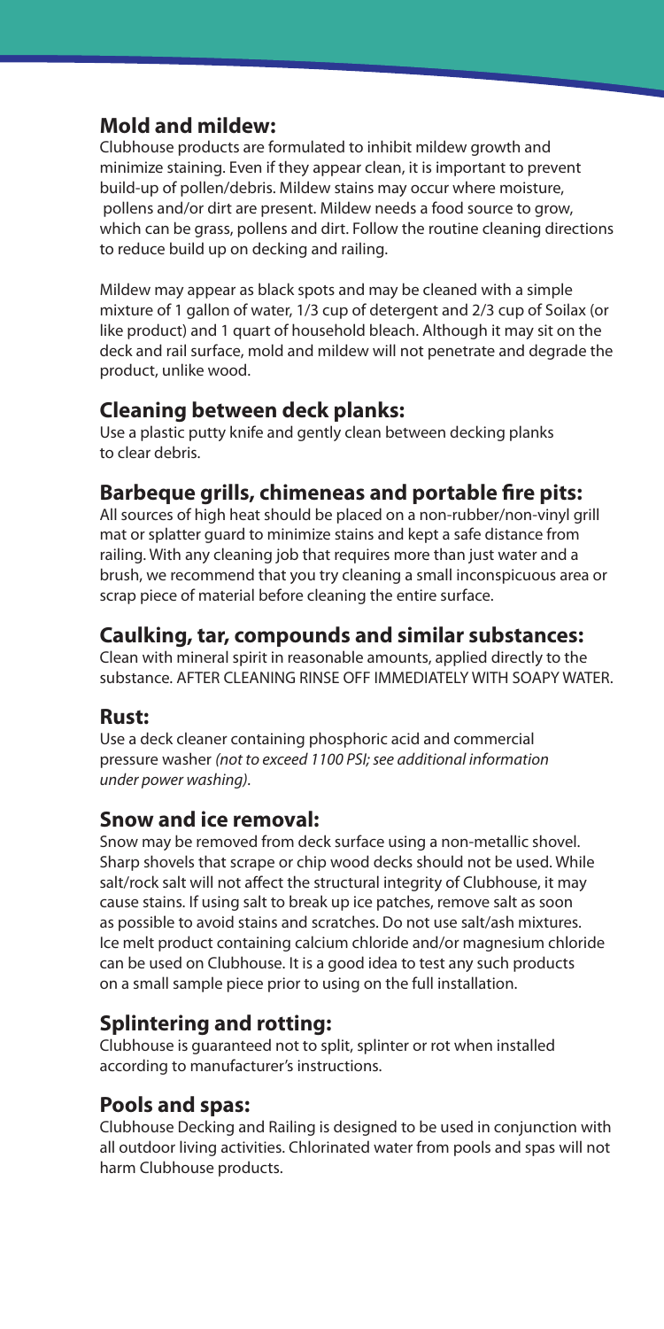## Mold and mildew:

Clubhouse products are formulated to inhibit mildew growth and minimize staining. Even if they appear clean, it is important to prevent build-up of pollen/debris. Mildew stains may occur where moisture, pollens and/or dirt are present. Mildew needs a food source to grow, which can be grass, pollens and dirt. Follow the routine cleaning directions to reduce build up on decking and railing.

Mildew may appear as black spots and may be cleaned with a simple mixture of 1 gallon of water, 1/3 cup of detergent and 2/3 cup of Soilax (or like product) and 1 quart of household bleach. Although it may sit on the deck and rail surface, mold and mildew will not penetrate and degrade the product, unlike wood.

## Cleaning between deck planks:

Use a plastic putty knife and gently clean between decking planks to clear debris.

## Barbeque grills, chimeneas and portable fire pits:

All sources of high heat should be placed on a non-rubber/non-vinyl grill mat or splatter guard to minimize stains and kept a safe distance from railing. With any cleaning job that requires more than just water and a brush, we recommend that you try cleaning a small inconspicuous area or scrap piece of material before cleaning the entire surface.

## Caulking, tar, compounds and similar substances:

Clean with mineral spirit in reasonable amounts, applied directly to the substance. AFTER CLEANING RINSE OFF IMMEDIATELY WITH SOAPY WATER.

## Rust:

Use a deck cleaner containing phosphoric acid and commercial pressure washer *(not to exceed 1100 PSI; see additional information under power washing)*.

## Snow and ice removal:

Snow may be removed from deck surface using a non-metallic shovel. Sharp shovels that scrape or chip wood decks should not be used. While salt/rock salt will not affect the structural integrity of Clubhouse, it may cause stains. If using salt to break up ice patches, remove salt as soon as possible to avoid stains and scratches. Do not use salt/ash mixtures. Ice melt product containing calcium chloride and/or magnesium chloride can be used on Clubhouse. It is a good idea to test any such products on a small sample piece prior to using on the full installation.

## Splintering and rotting:

Clubhouse is guaranteed not to split, splinter or rot when installed according to manufacturer's instructions.

## Pools and spas:

Clubhouse Decking and Railing is designed to be used in conjunction with all outdoor living activities. Chlorinated water from pools and spas will not harm Clubhouse products.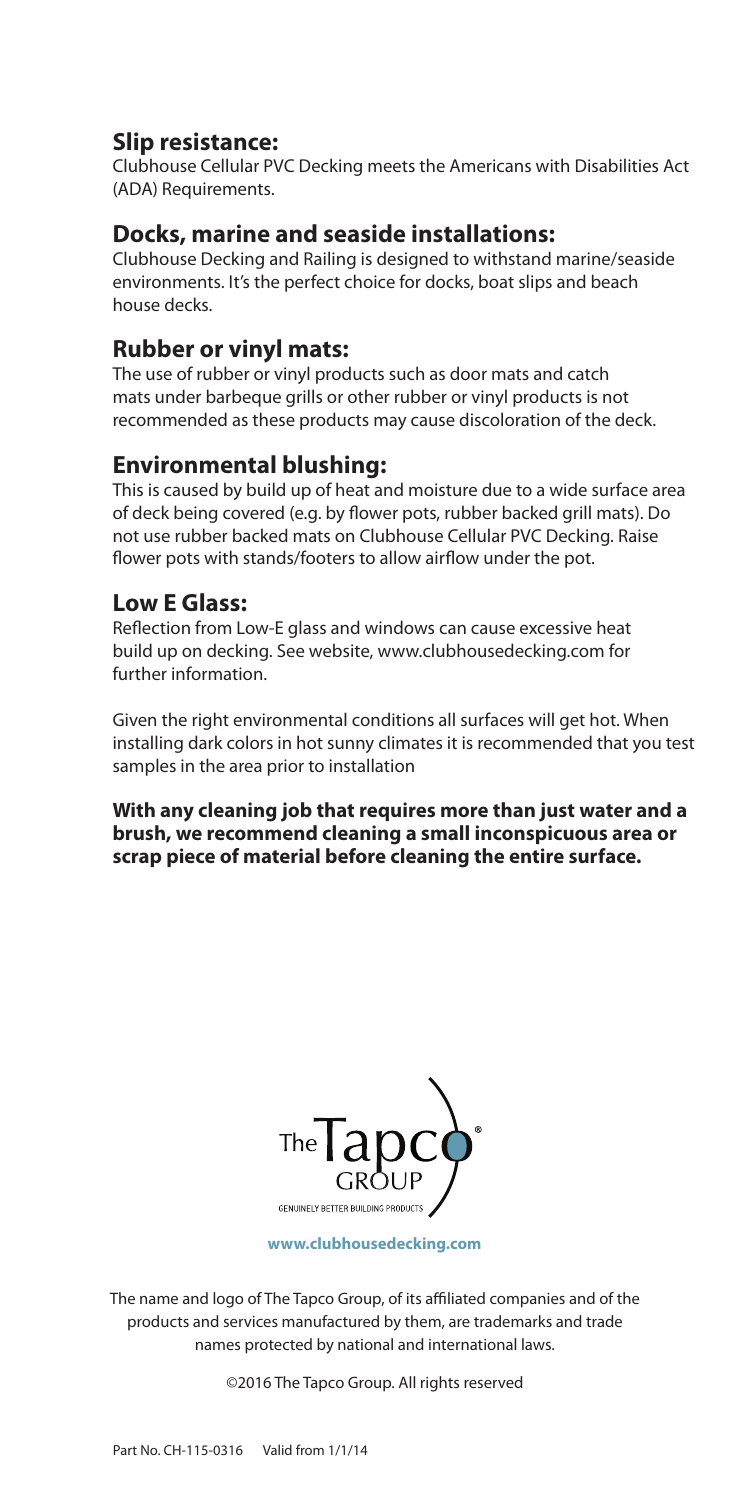## Slip resistance:

Clubhouse Cellular PVC Decking meets the Americans with Disabilities Act (ADA) Requirements.

## Docks, marine and seaside installations:

Clubhouse Decking and Railing is designed to withstand marine/seaside environments. It's the perfect choice for docks, boat slips and beach house decks.

## Rubber or vinyl mats:

The use of rubber or vinyl products such as door mats and catch mats under barbeque grills or other rubber or vinyl products is not recommended as these products may cause discoloration of the deck.

## Environmental blushing:

This is caused by build up of heat and moisture due to a wide surface area of deck being covered (e.g. by flower pots, rubber backed grill mats). Do not use rubber backed mats on Clubhouse Cellular PVC Decking. Raise flower pots with stands/footers to allow airflow under the pot.

## Low E Glass:

Reflection from Low-E glass and windows can cause excessive heat build up on decking. See website, www.clubhousedecking.com for further information.

Given the right environmental conditions all surfaces will get hot. When installing dark colors in hot sunny climates it is recommended that you test samples in the area prior to installation

**With any cleaning job that requires more than just water and a brush, we recommend cleaning a small inconspicuous area or scrap piece of material before cleaning the entire surface.**

The Tapco® GROUP
GENUINELY BETTER BUILDING PRODUCTS

**www.clubhousedecking.com**

The name and logo of The Tapco Group, of its affiliated companies and of the products and services manufactured by them, are trademarks and trade names protected by national and international laws.

©2016 The Tapco Group. All rights reserved

Part No. CH-115-0316 Valid from 1/1/14